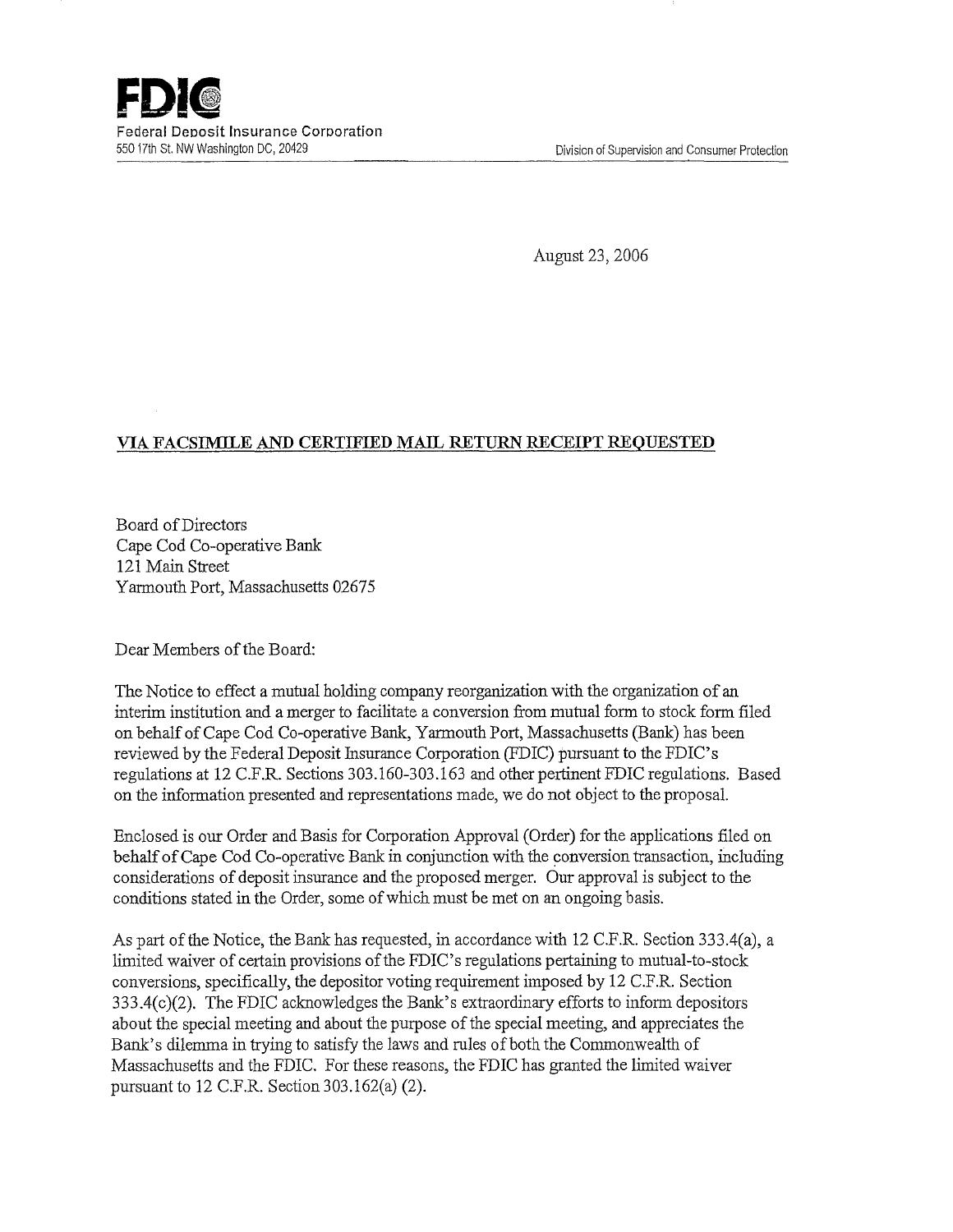**FDIC**
Federal Deposit Insurance Corporation
550 17th St. NW Washington DC, 20429

Division of Supervision and Consumer Protection

August 23, 2006

**VIA FACSIMILE AND CERTIFIED MAIL RETURN RECEIPT REQUESTED**

Board of Directors
Cape Cod Co-operative Bank
121 Main Street
Yarmouth Port, Massachusetts 02675

Dear Members of the Board:

The Notice to effect a mutual holding company reorganization with the organization of an interim institution and a merger to facilitate a conversion from mutual form to stock form filed on behalf of Cape Cod Co-operative Bank, Yarmouth Port, Massachusetts (Bank) has been reviewed by the Federal Deposit Insurance Corporation (FDIC) pursuant to the FDIC's regulations at 12 C.F.R. Sections 303.160-303.163 and other pertinent FDIC regulations. Based on the information presented and representations made, we do not object to the proposal.

Enclosed is our Order and Basis for Corporation Approval (Order) for the applications filed on behalf of Cape Cod Co-operative Bank in conjunction with the conversion transaction, including considerations of deposit insurance and the proposed merger. Our approval is subject to the conditions stated in the Order, some of which must be met on an ongoing basis.

As part of the Notice, the Bank has requested, in accordance with 12 C.F.R. Section 333.4(a), a limited waiver of certain provisions of the FDIC's regulations pertaining to mutual-to-stock conversions, specifically, the depositor voting requirement imposed by 12 C.F.R. Section 333.4(c)(2). The FDIC acknowledges the Bank's extraordinary efforts to inform depositors about the special meeting and about the purpose of the special meeting, and appreciates the Bank's dilemma in trying to satisfy the laws and rules of both the Commonwealth of Massachusetts and the FDIC. For these reasons, the FDIC has granted the limited waiver pursuant to 12 C.F.R. Section 303.162(a) (2).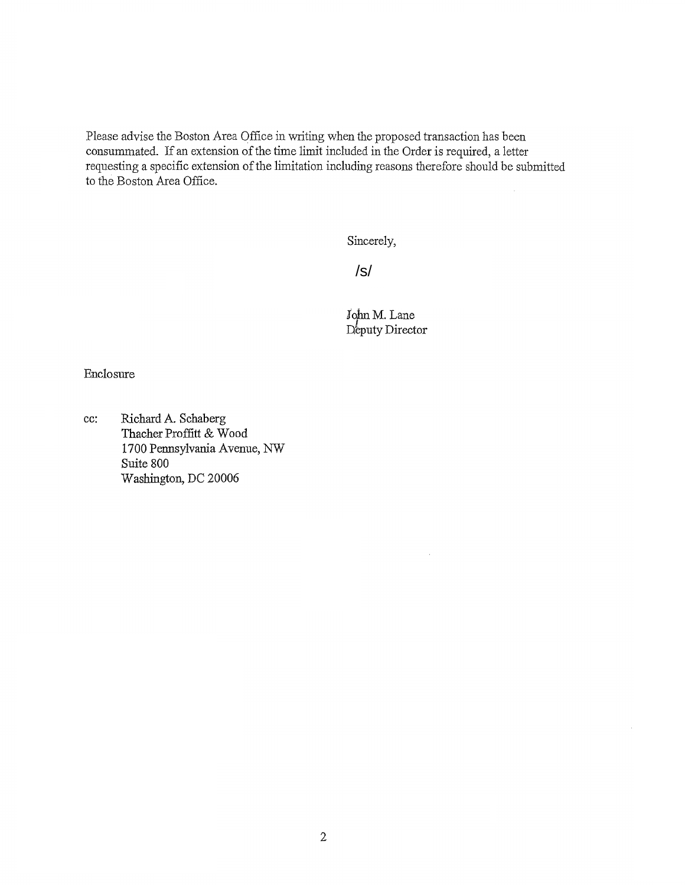Please advise the Boston Area Office in writing when the proposed transaction has been consummated. If an extension of the time limit included in the Order is required, a letter requesting a specific extension of the limitation including reasons therefore should be submitted to the Boston Area Office.

Sincerely,

/s/

John M. Lane
Deputy Director

Enclosure

cc: Richard A. Schaberg
Thacher Proffitt & Wood
1700 Pennsylvania Avenue, NW
Suite 800
Washington, DC 20006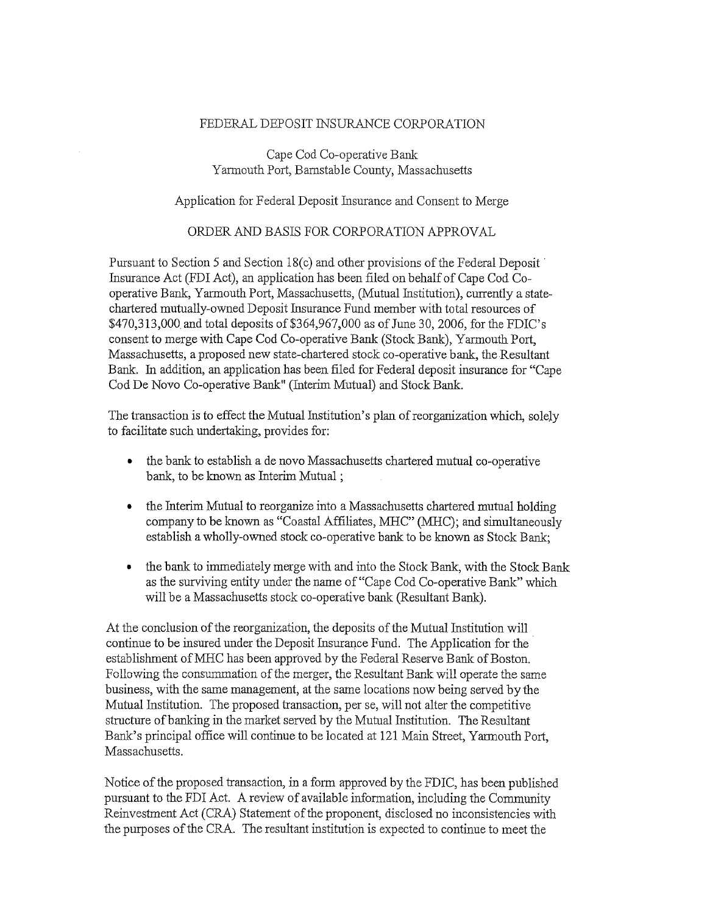FEDERAL DEPOSIT INSURANCE CORPORATION

Cape Cod Co-operative Bank
Yarmouth Port, Barnstable County, Massachusetts

Application for Federal Deposit Insurance and Consent to Merge

ORDER AND BASIS FOR CORPORATION APPROVAL

Pursuant to Section 5 and Section 18(c) and other provisions of the Federal Deposit Insurance Act (FDI Act), an application has been filed on behalf of Cape Cod Co-operative Bank, Yarmouth Port, Massachusetts, (Mutual Institution), currently a state-chartered mutually-owned Deposit Insurance Fund member with total resources of $470,313,000 and total deposits of $364,967,000 as of June 30, 2006, for the FDIC's consent to merge with Cape Cod Co-operative Bank (Stock Bank), Yarmouth Port, Massachusetts, a proposed new state-chartered stock co-operative bank, the Resultant Bank. In addition, an application has been filed for Federal deposit insurance for "Cape Cod De Novo Co-operative Bank" (Interim Mutual) and Stock Bank.

The transaction is to effect the Mutual Institution's plan of reorganization which, solely to facilitate such undertaking, provides for:

- the bank to establish a de novo Massachusetts chartered mutual co-operative bank, to be known as Interim Mutual ;
- the Interim Mutual to reorganize into a Massachusetts chartered mutual holding company to be known as "Coastal Affiliates, MHC" (MHC); and simultaneously establish a wholly-owned stock co-operative bank to be known as Stock Bank;
- the bank to immediately merge with and into the Stock Bank, with the Stock Bank as the surviving entity under the name of "Cape Cod Co-operative Bank" which will be a Massachusetts stock co-operative bank (Resultant Bank).

At the conclusion of the reorganization, the deposits of the Mutual Institution will continue to be insured under the Deposit Insurance Fund. The Application for the establishment of MHC has been approved by the Federal Reserve Bank of Boston. Following the consummation of the merger, the Resultant Bank will operate the same business, with the same management, at the same locations now being served by the Mutual Institution. The proposed transaction, per se, will not alter the competitive structure of banking in the market served by the Mutual Institution. The Resultant Bank's principal office will continue to be located at 121 Main Street, Yarmouth Port, Massachusetts.

Notice of the proposed transaction, in a form approved by the FDIC, has been published pursuant to the FDI Act. A review of available information, including the Community Reinvestment Act (CRA) Statement of the proponent, disclosed no inconsistencies with the purposes of the CRA. The resultant institution is expected to continue to meet the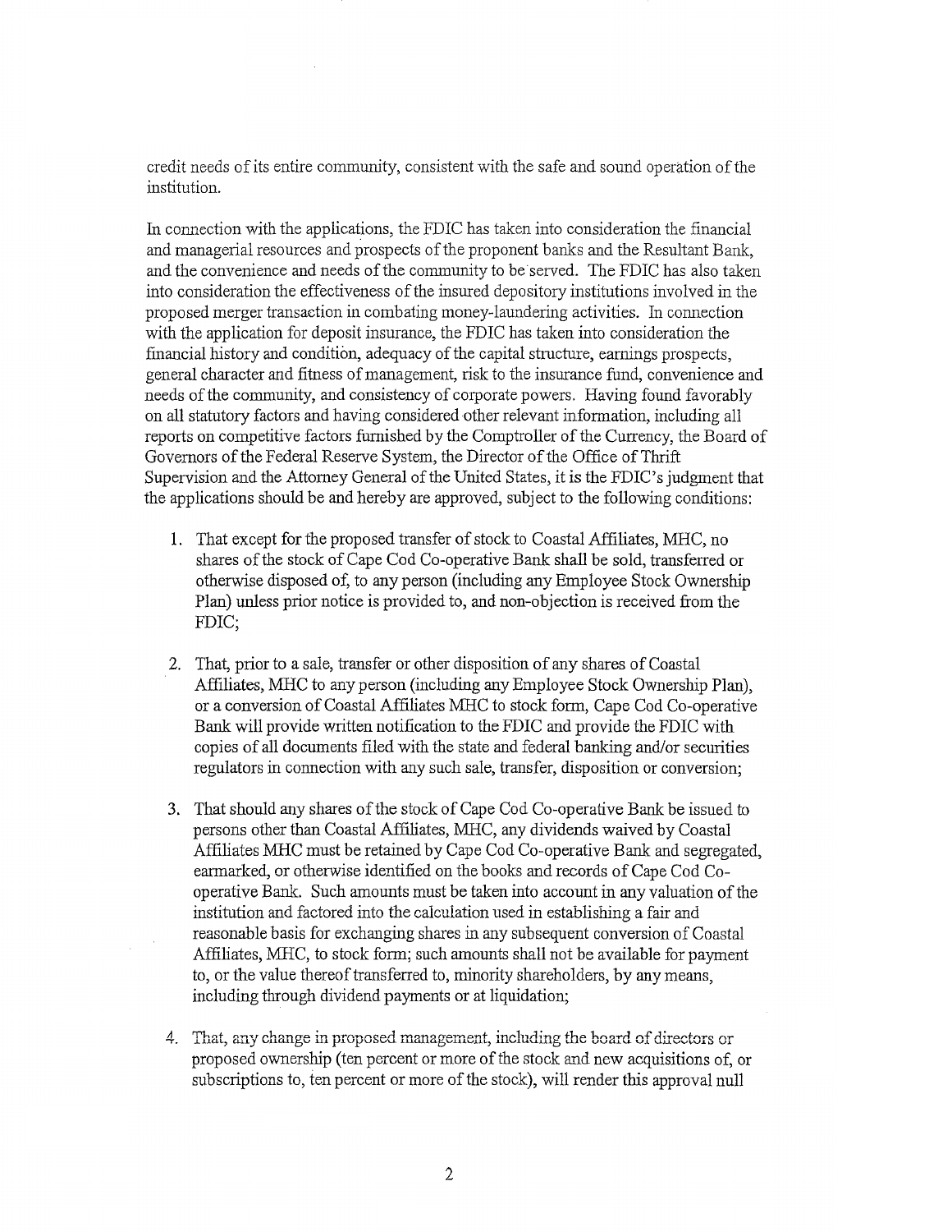credit needs of its entire community, consistent with the safe and sound operation of the institution.

In connection with the applications, the FDIC has taken into consideration the financial and managerial resources and prospects of the proponent banks and the Resultant Bank, and the convenience and needs of the community to be served. The FDIC has also taken into consideration the effectiveness of the insured depository institutions involved in the proposed merger transaction in combating money-laundering activities. In connection with the application for deposit insurance, the FDIC has taken into consideration the financial history and condition, adequacy of the capital structure, earnings prospects, general character and fitness of management, risk to the insurance fund, convenience and needs of the community, and consistency of corporate powers. Having found favorably on all statutory factors and having considered other relevant information, including all reports on competitive factors furnished by the Comptroller of the Currency, the Board of Governors of the Federal Reserve System, the Director of the Office of Thrift Supervision and the Attorney General of the United States, it is the FDIC's judgment that the applications should be and hereby are approved, subject to the following conditions:

1. That except for the proposed transfer of stock to Coastal Affiliates, MHC, no shares of the stock of Cape Cod Co-operative Bank shall be sold, transferred or otherwise disposed of, to any person (including any Employee Stock Ownership Plan) unless prior notice is provided to, and non-objection is received from the FDIC;

2. That, prior to a sale, transfer or other disposition of any shares of Coastal Affiliates, MHC to any person (including any Employee Stock Ownership Plan), or a conversion of Coastal Affiliates MHC to stock form, Cape Cod Co-operative Bank will provide written notification to the FDIC and provide the FDIC with copies of all documents filed with the state and federal banking and/or securities regulators in connection with any such sale, transfer, disposition or conversion;

3. That should any shares of the stock of Cape Cod Co-operative Bank be issued to persons other than Coastal Affiliates, MHC, any dividends waived by Coastal Affiliates MHC must be retained by Cape Cod Co-operative Bank and segregated, earmarked, or otherwise identified on the books and records of Cape Cod Co-operative Bank. Such amounts must be taken into account in any valuation of the institution and factored into the calculation used in establishing a fair and reasonable basis for exchanging shares in any subsequent conversion of Coastal Affiliates, MHC, to stock form; such amounts shall not be available for payment to, or the value thereof transferred to, minority shareholders, by any means, including through dividend payments or at liquidation;

4. That, any change in proposed management, including the board of directors or proposed ownership (ten percent or more of the stock and new acquisitions of, or subscriptions to, ten percent or more of the stock), will render this approval null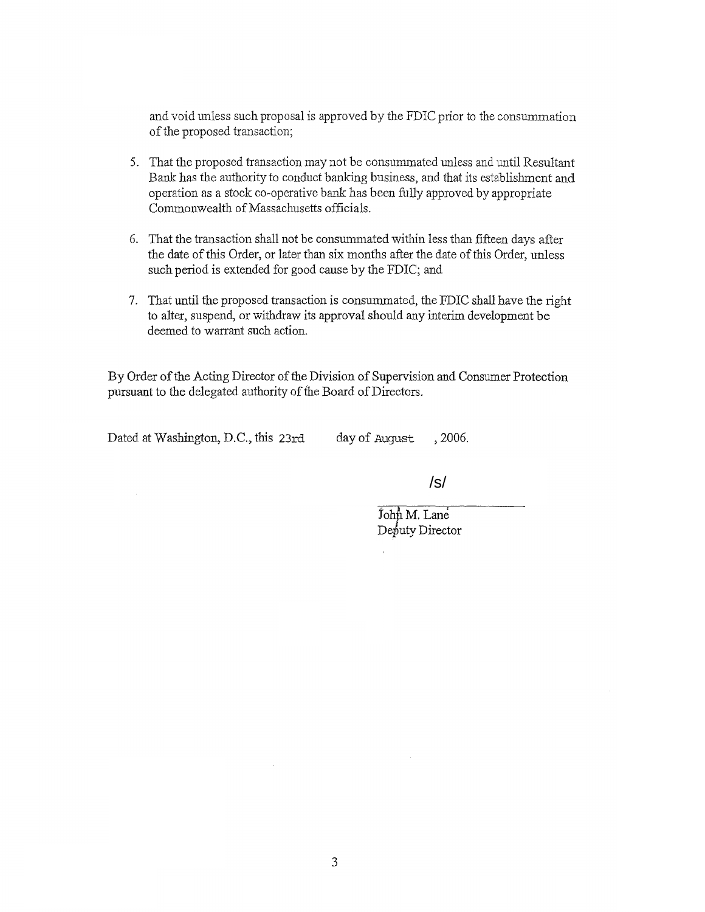and void unless such proposal is approved by the FDIC prior to the consummation of the proposed transaction;

5. That the proposed transaction may not be consummated unless and until Resultant Bank has the authority to conduct banking business, and that its establishment and operation as a stock co-operative bank has been fully approved by appropriate Commonwealth of Massachusetts officials.

6. That the transaction shall not be consummated within less than fifteen days after the date of this Order, or later than six months after the date of this Order, unless such period is extended for good cause by the FDIC; and

7. That until the proposed transaction is consummated, the FDIC shall have the right to alter, suspend, or withdraw its approval should any interim development be deemed to warrant such action.

By Order of the Acting Director of the Division of Supervision and Consumer Protection pursuant to the delegated authority of the Board of Directors.

Dated at Washington, D.C., this 23rd day of August , 2006.

/s/

John M. Lane
Deputy Director